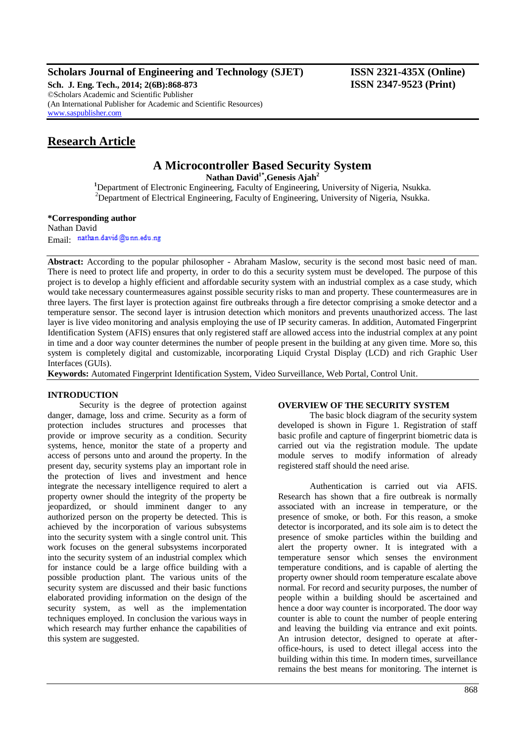# Scholars Journal of Engineering and Technology (SJET)

**Sch. J. Eng. Tech., 2014; 2(6B):868-873**
©Scholars Academic and Scientific Publisher
(An International Publisher for Academic and Scientific Resources)
www.saspublisher.com

**ISSN 2321-435X (Online)**
**ISSN 2347-9523 (Print)**

## Research Article

# A Microcontroller Based Security System

**Nathan David[1*], Genesis Ajah[2]**

[1]Department of Electronic Engineering, Faculty of Engineering, University of Nigeria, Nsukka.
[2]Department of Electrical Engineering, Faculty of Engineering, University of Nigeria, Nsukka.

**\*Corresponding author**
Nathan David
Email: nathan.david@unn.edu.ng

**Abstract:** According to the popular philosopher - Abraham Maslow, security is the second most basic need of man. There is need to protect life and property, in order to do this a security system must be developed. The purpose of this project is to develop a highly efficient and affordable security system with an industrial complex as a case study, which would take necessary countermeasures against possible security risks to man and property. These countermeasures are in three layers. The first layer is protection against fire outbreaks through a fire detector comprising a smoke detector and a temperature sensor. The second layer is intrusion detection which monitors and prevents unauthorized access. The last layer is live video monitoring and analysis employing the use of IP security cameras. In addition, Automated Fingerprint Identification System (AFIS) ensures that only registered staff are allowed access into the industrial complex at any point in time and a door way counter determines the number of people present in the building at any given time. More so, this system is completely digital and customizable, incorporating Liquid Crystal Display (LCD) and rich Graphic User Interfaces (GUIs).

**Keywords:** Automated Fingerprint Identification System, Video Surveillance, Web Portal, Control Unit.

## INTRODUCTION

Security is the degree of protection against danger, damage, loss and crime. Security as a form of protection includes structures and processes that provide or improve security as a condition. Security systems, hence, monitor the state of a property and access of persons unto and around the property. In the present day, security systems play an important role in the protection of lives and investment and hence integrate the necessary intelligence required to alert a property owner should the integrity of the property be jeopardized, or should imminent danger to any authorized person on the property be detected. This is achieved by the incorporation of various subsystems into the security system with a single control unit. This work focuses on the general subsystems incorporated into the security system of an industrial complex which for instance could be a large office building with a possible production plant. The various units of the security system are discussed and their basic functions elaborated providing information on the design of the security system, as well as the implementation techniques employed. In conclusion the various ways in which research may further enhance the capabilities of this system are suggested.

## OVERVIEW OF THE SECURITY SYSTEM

The basic block diagram of the security system developed is shown in Figure 1. Registration of staff basic profile and capture of fingerprint biometric data is carried out via the registration module. The update module serves to modify information of already registered staff should the need arise.

Authentication is carried out via AFIS. Research has shown that a fire outbreak is normally associated with an increase in temperature, or the presence of smoke, or both. For this reason, a smoke detector is incorporated, and its sole aim is to detect the presence of smoke particles within the building and alert the property owner. It is integrated with a temperature sensor which senses the environment temperature conditions, and is capable of alerting the property owner should room temperature escalate above normal. For record and security purposes, the number of people within a building should be ascertained and hence a door way counter is incorporated. The door way counter is able to count the number of people entering and leaving the building via entrance and exit points. An intrusion detector, designed to operate at after-office-hours, is used to detect illegal access into the building within this time. In modern times, surveillance remains the best means for monitoring. The internet is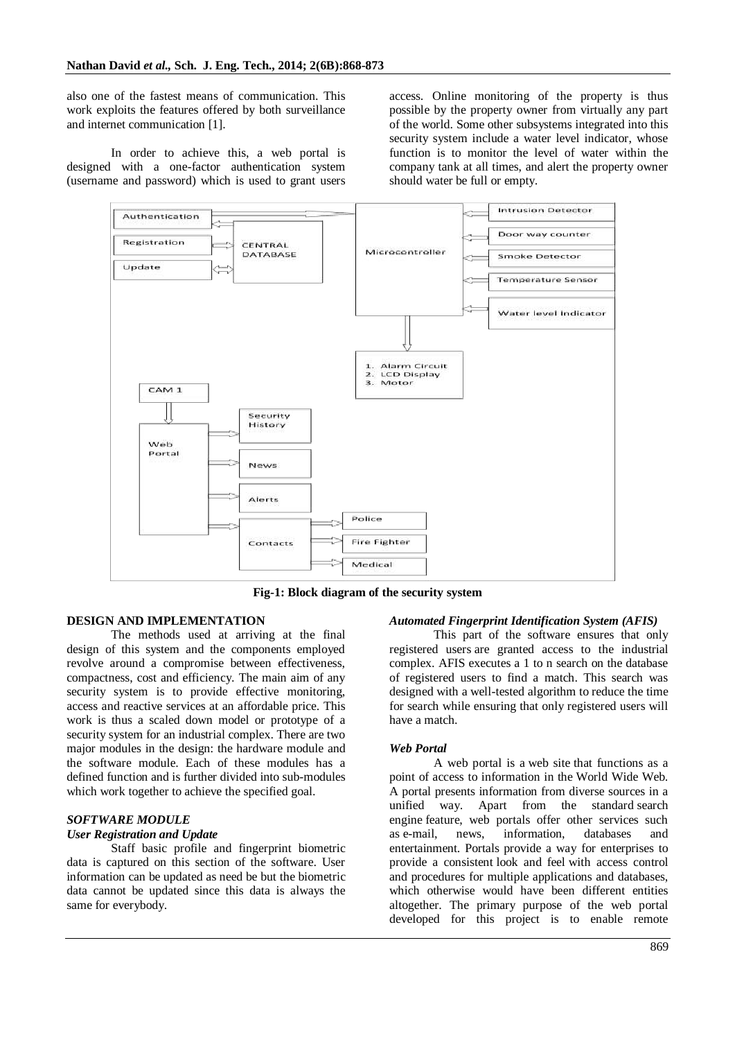also one of the fastest means of communication. This work exploits the features offered by both surveillance and internet communication [1].

In order to achieve this, a web portal is designed with a one-factor authentication system (username and password) which is used to grant users access. Online monitoring of the property is thus possible by the property owner from virtually any part of the world. Some other subsystems integrated into this security system include a water level indicator, whose function is to monitor the level of water within the company tank at all times, and alert the property owner should water be full or empty.

Authentication
Registration
Update
CENTRAL DATABASE
Microcontroller
Intrusion Detector
Door way counter
Smoke Detector
Temperature Sensor
Water level indicator
1. Alarm Circuit
2. LCD Display
3. Motor
CAM 1
Web Portal
Security History
News
Alerts
Contacts
Police
Fire Fighter
Medical

**Fig-1: Block diagram of the security system**

## DESIGN AND IMPLEMENTATION

The methods used at arriving at the final design of this system and the components employed revolve around a compromise between effectiveness, compactness, cost and efficiency. The main aim of any security system is to provide effective monitoring, access and reactive services at an affordable price. This work is thus a scaled down model or prototype of a security system for an industrial complex. There are two major modules in the design: the hardware module and the software module. Each of these modules has a defined function and is further divided into sub-modules which work together to achieve the specified goal.

### *SOFTWARE MODULE*

#### *User Registration and Update*

Staff basic profile and fingerprint biometric data is captured on this section of the software. User information can be updated as need be but the biometric data cannot be updated since this data is always the same for everybody.

#### *Automated Fingerprint Identification System (AFIS)*

This part of the software ensures that only registered users are granted access to the industrial complex. AFIS executes a 1 to n search on the database of registered users to find a match. This search was designed with a well-tested algorithm to reduce the time for search while ensuring that only registered users will have a match.

#### *Web Portal*

A web portal is a web site that functions as a point of access to information in the World Wide Web. A portal presents information from diverse sources in a unified way. Apart from the standard search engine feature, web portals offer other services such as e-mail, news, information, databases and entertainment. Portals provide a way for enterprises to provide a consistent look and feel with access control and procedures for multiple applications and databases, which otherwise would have been different entities altogether. The primary purpose of the web portal developed for this project is to enable remote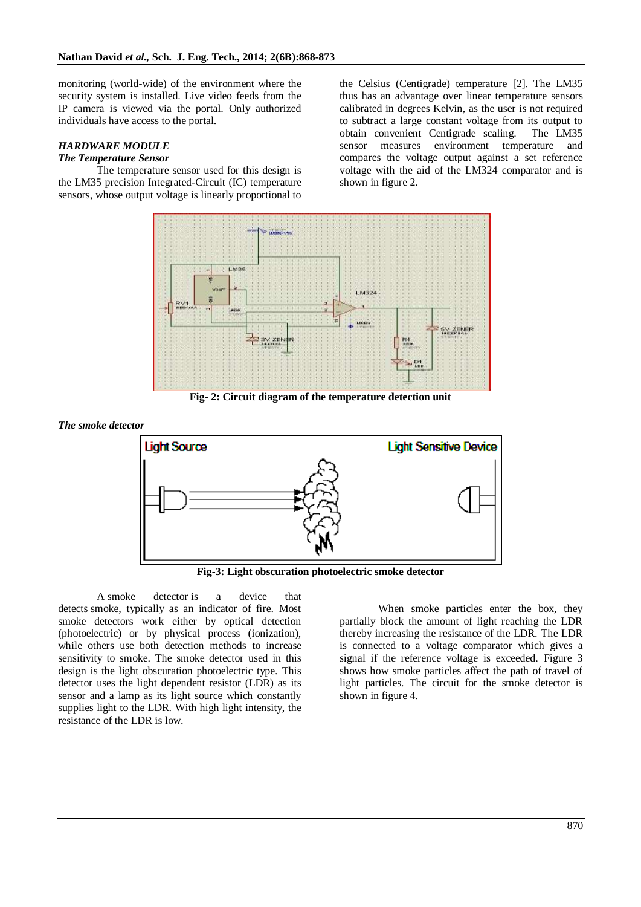monitoring (world-wide) of the environment where the security system is installed. Live video feeds from the IP camera is viewed via the portal. Only authorized individuals have access to the portal.

### *HARDWARE MODULE*

#### *The Temperature Sensor*

The temperature sensor used for this design is the LM35 precision Integrated-Circuit (IC) temperature sensors, whose output voltage is linearly proportional to the Celsius (Centigrade) temperature [2]. The LM35 thus has an advantage over linear temperature sensors calibrated in degrees Kelvin, as the user is not required to subtract a large constant voltage from its output to obtain convenient Centigrade scaling. The LM35 sensor measures environment temperature and compares the voltage output against a set reference voltage with the aid of the LM324 comparator and is shown in figure 2.

**Fig- 2: Circuit diagram of the temperature detection unit**

#### *The smoke detector*

**Fig-3: Light obscuration photoelectric smoke detector**

A smoke detector is a device that detects smoke, typically as an indicator of fire. Most smoke detectors work either by optical detection (photoelectric) or by physical process (ionization), while others use both detection methods to increase sensitivity to smoke. The smoke detector used in this design is the light obscuration photoelectric type. This detector uses the light dependent resistor (LDR) as its sensor and a lamp as its light source which constantly supplies light to the LDR. With high light intensity, the resistance of the LDR is low.

When smoke particles enter the box, they partially block the amount of light reaching the LDR thereby increasing the resistance of the LDR. The LDR is connected to a voltage comparator which gives a signal if the reference voltage is exceeded. Figure 3 shows how smoke particles affect the path of travel of light particles. The circuit for the smoke detector is shown in figure 4.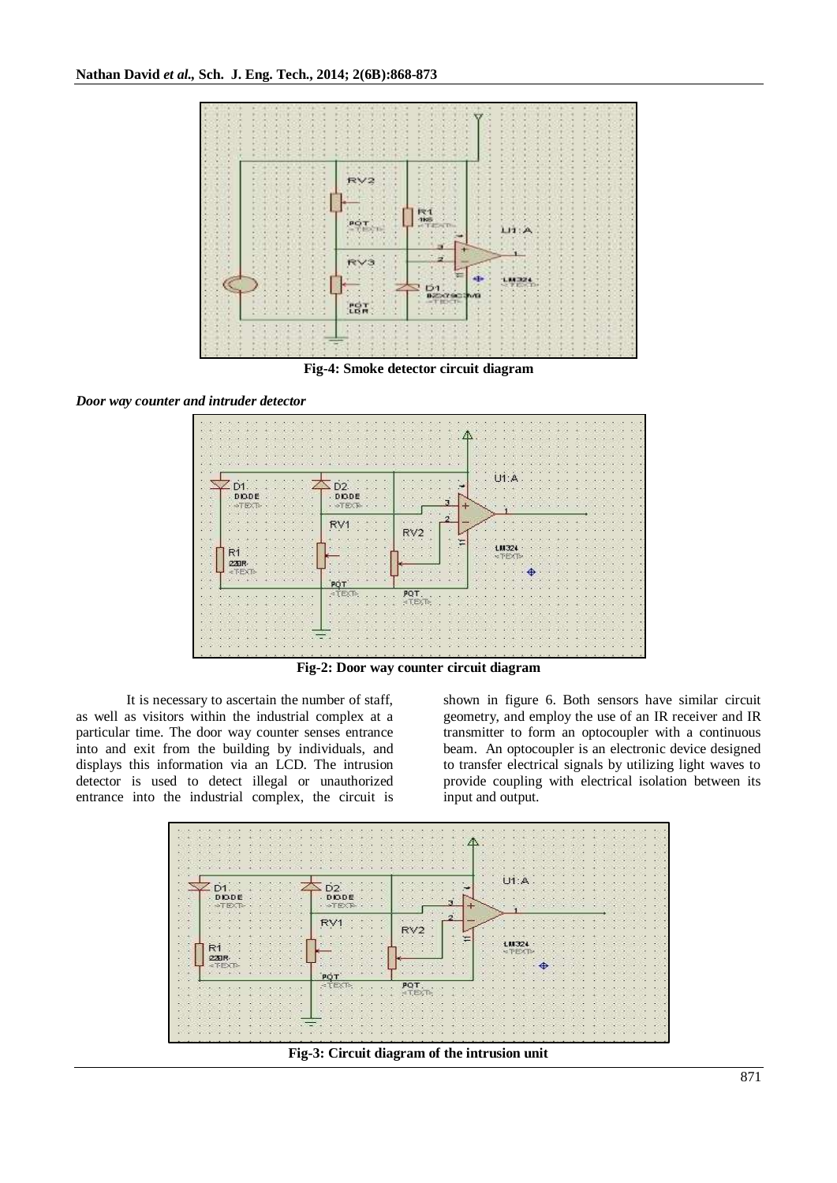Fig-4: Smoke detector circuit diagram

*Door way counter and intruder detector*

Fig-2: Door way counter circuit diagram

It is necessary to ascertain the number of staff, as well as visitors within the industrial complex at a particular time. The door way counter senses entrance into and exit from the building by individuals, and displays this information via an LCD. The intrusion detector is used to detect illegal or unauthorized entrance into the industrial complex, the circuit is shown in figure 6. Both sensors have similar circuit geometry, and employ the use of an IR receiver and IR transmitter to form an optocoupler with a continuous beam. An optocoupler is an electronic device designed to transfer electrical signals by utilizing light waves to provide coupling with electrical isolation between its input and output.

Fig-3: Circuit diagram of the intrusion unit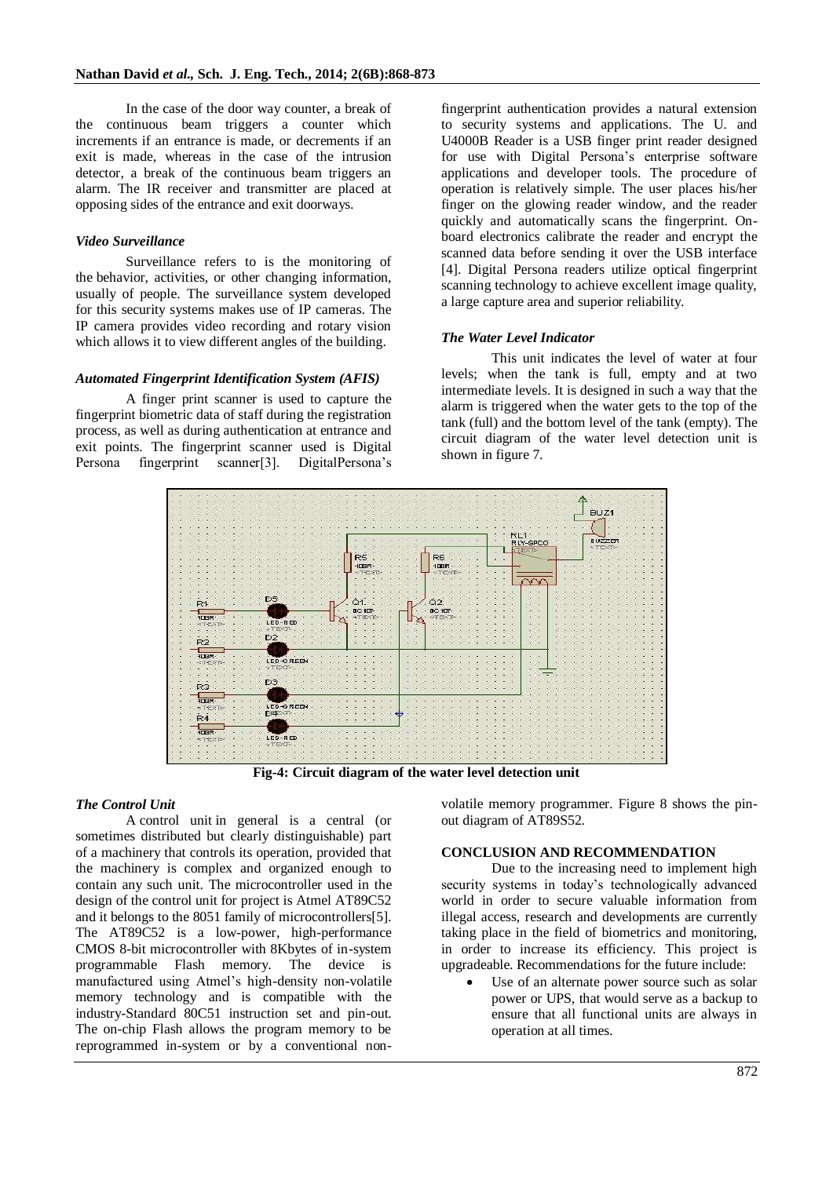In the case of the door way counter, a break of the continuous beam triggers a counter which increments if an entrance is made, or decrements if an exit is made, whereas in the case of the intrusion detector, a break of the continuous beam triggers an alarm. The IR receiver and transmitter are placed at opposing sides of the entrance and exit doorways.

### *Video Surveillance*

Surveillance refers to is the monitoring of the behavior, activities, or other changing information, usually of people. The surveillance system developed for this security systems makes use of IP cameras. The IP camera provides video recording and rotary vision which allows it to view different angles of the building.

### *Automated Fingerprint Identification System (AFIS)*

A finger print scanner is used to capture the fingerprint biometric data of staff during the registration process, as well as during authentication at entrance and exit points. The fingerprint scanner used is Digital Persona fingerprint scanner[3]. DigitalPersona's fingerprint authentication provides a natural extension to security systems and applications. The U. and U4000B Reader is a USB finger print reader designed for use with Digital Persona's enterprise software applications and developer tools. The procedure of operation is relatively simple. The user places his/her finger on the glowing reader window, and the reader quickly and automatically scans the fingerprint. On-board electronics calibrate the reader and encrypt the scanned data before sending it over the USB interface [4]. Digital Persona readers utilize optical fingerprint scanning technology to achieve excellent image quality, a large capture area and superior reliability.

### *The Water Level Indicator*

This unit indicates the level of water at four levels; when the tank is full, empty and at two intermediate levels. It is designed in such a way that the alarm is triggered when the water gets to the top of the tank (full) and the bottom level of the tank (empty). The circuit diagram of the water level detection unit is shown in figure 7.

BUZ1
BUZZER
RL1
RLY-SPCO
R5
R6
Q1
Q2
R1
D5
LED-RED
R2
D2
LED-GREEN
R3
D3
LED-GREEN
R4
D4
LED-RED

**Fig-4: Circuit diagram of the water level detection unit**

### *The Control Unit*

A control unit in general is a central (or sometimes distributed but clearly distinguishable) part of a machinery that controls its operation, provided that the machinery is complex and organized enough to contain any such unit. The microcontroller used in the design of the control unit for project is Atmel AT89C52 and it belongs to the 8051 family of microcontrollers[5]. The AT89C52 is a low-power, high-performance CMOS 8-bit microcontroller with 8Kbytes of in-system programmable Flash memory. The device is manufactured using Atmel's high-density non-volatile memory technology and is compatible with the industry-Standard 80C51 instruction set and pin-out. The on-chip Flash allows the program memory to be reprogrammed in-system or by a conventional non-volatile memory programmer. Figure 8 shows the pin-out diagram of AT89S52.

## CONCLUSION AND RECOMMENDATION

Due to the increasing need to implement high security systems in today's technologically advanced world in order to secure valuable information from illegal access, research and developments are currently taking place in the field of biometrics and monitoring, in order to increase its efficiency. This project is upgradeable. Recommendations for the future include:

- Use of an alternate power source such as solar power or UPS, that would serve as a backup to ensure that all functional units are always in operation at all times.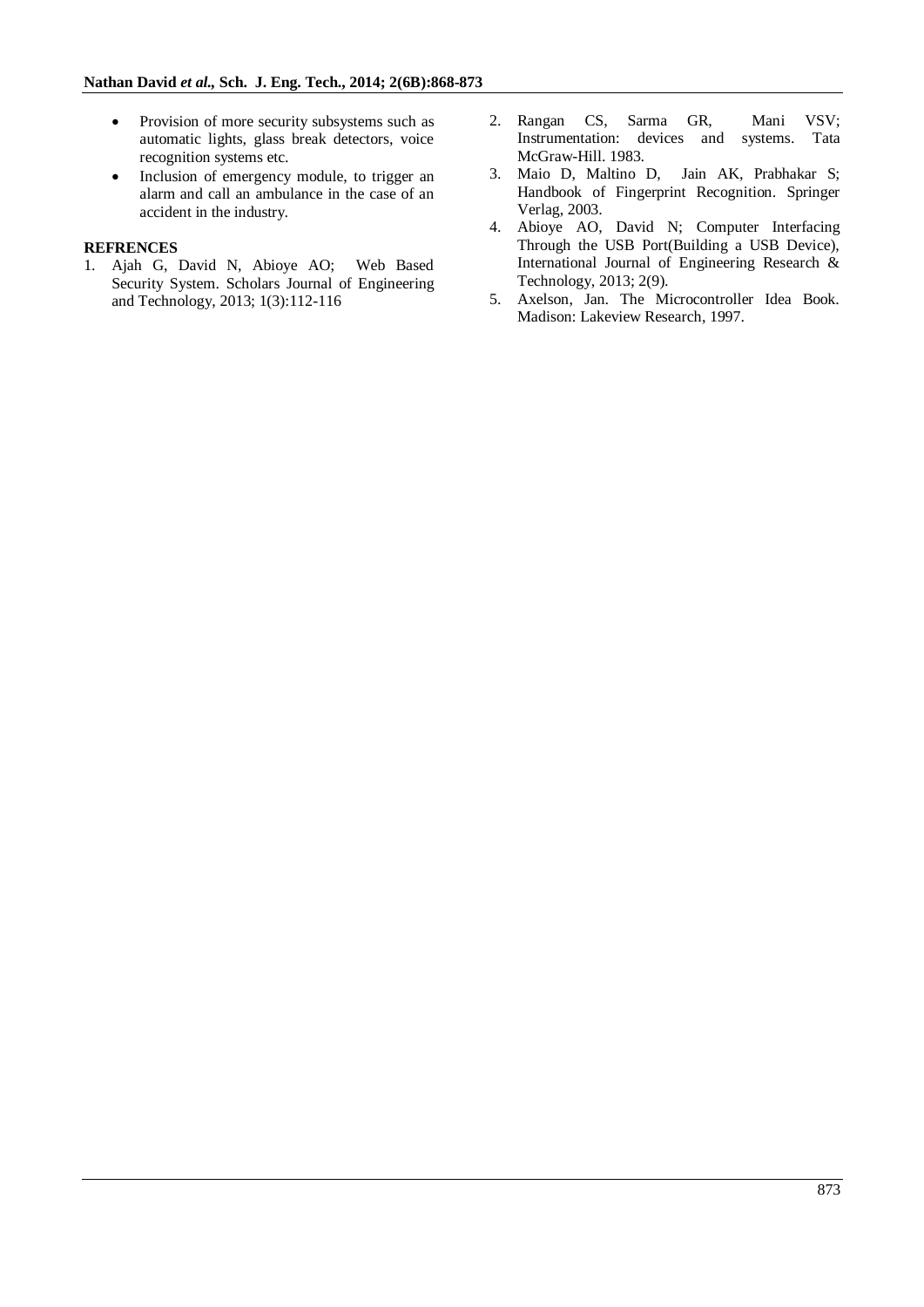- Provision of more security subsystems such as automatic lights, glass break detectors, voice recognition systems etc.
- Inclusion of emergency module, to trigger an alarm and call an ambulance in the case of an accident in the industry.

**REFRENCES**

1. Ajah G, David N, Abioye AO; Web Based Security System. Scholars Journal of Engineering and Technology, 2013; 1(3):112-116
2. Rangan CS, Sarma GR, Mani VSV; Instrumentation: devices and systems. Tata McGraw-Hill. 1983.
3. Maio D, Maltino D, Jain AK, Prabhakar S; Handbook of Fingerprint Recognition. Springer Verlag, 2003.
4. Abioye AO, David N; Computer Interfacing Through the USB Port(Building a USB Device), International Journal of Engineering Research & Technology, 2013; 2(9).
5. Axelson, Jan. The Microcontroller Idea Book. Madison: Lakeview Research, 1997.